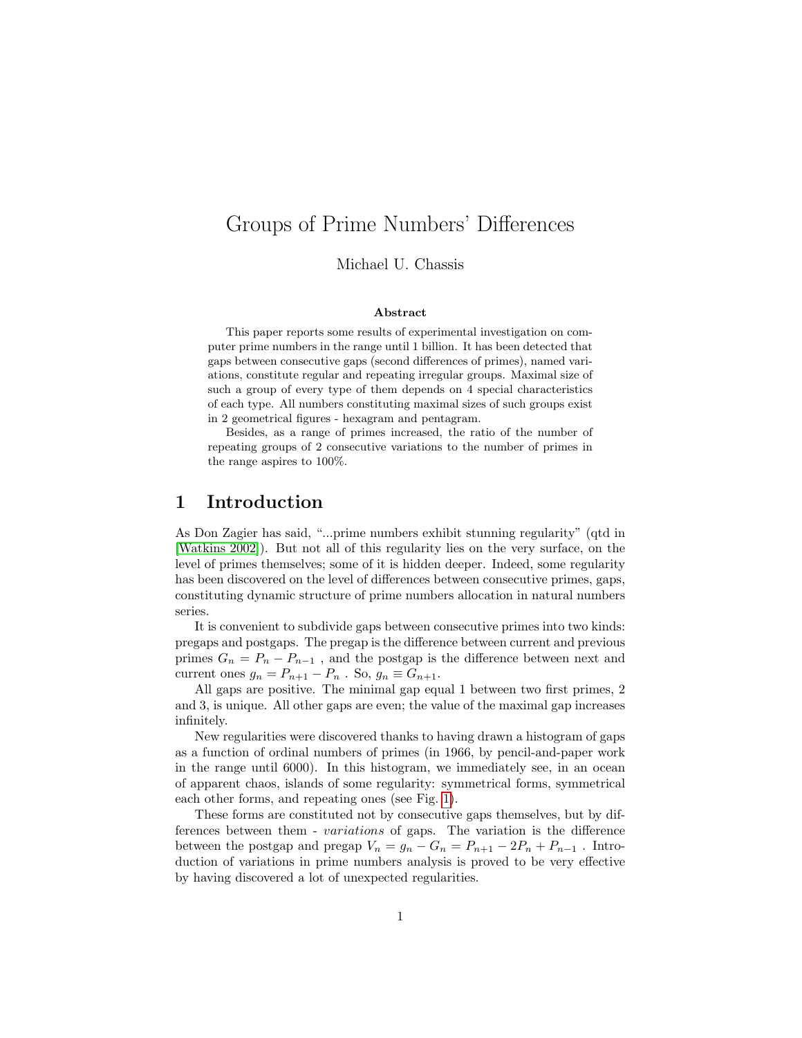# Groups of Prime Numbers' Differences

Michael U. Chassis

### Abstract

This paper reports some results of experimental investigation on computer prime numbers in the range until 1 billion. It has been detected that gaps between consecutive gaps (second differences of primes), named variations, constitute regular and repeating irregular groups. Maximal size of such a group of every type of them depends on 4 special characteristics of each type. All numbers constituting maximal sizes of such groups exist in 2 geometrical figures - hexagram and pentagram.

Besides, as a range of primes increased, the ratio of the number of repeating groups of 2 consecutive variations to the number of primes in the range aspires to 100%.

## 1 Introduction

As Don Zagier has said, "...prime numbers exhibit stunning regularity" (qtd in [Watkins 2002]). But not all of this regularity lies on the very surface, on the level of primes themselves; some of it is hidden deeper. Indeed, some regularity has been discovered on the level of differences between consecutive primes, gaps, constituting dynamic structure of prime numbers allocation in natural numbers series.

It is convenient to subdivide gaps between consecutive primes into two kinds: pregaps and postgaps. The pregap is the difference between current and previous primes $G_n = P_n - P_{n-1}$ , and the postgap is the difference between next and current ones $g_n = P_{n+1} - P_n$ . So, $g_n \equiv G_{n+1}$.

All gaps are positive. The minimal gap equal 1 between two first primes, 2 and 3, is unique. All other gaps are even; the value of the maximal gap increases infinitely.

New regularities were discovered thanks to having drawn a histogram of gaps as a function of ordinal numbers of primes (in 1966, by pencil-and-paper work in the range until 6000). In this histogram, we immediately see, in an ocean of apparent chaos, islands of some regularity: symmetrical forms, symmetrical each other forms, and repeating ones (see Fig. 1).

These forms are constituted not by consecutive gaps themselves, but by differences between them - *variations* of gaps. The variation is the difference between the postgap and pregap $V_n = g_n - G_n = P_{n+1} - 2P_n + P_{n-1}$ . Introduction of variations in prime numbers analysis is proved to be very effective by having discovered a lot of unexpected regularities.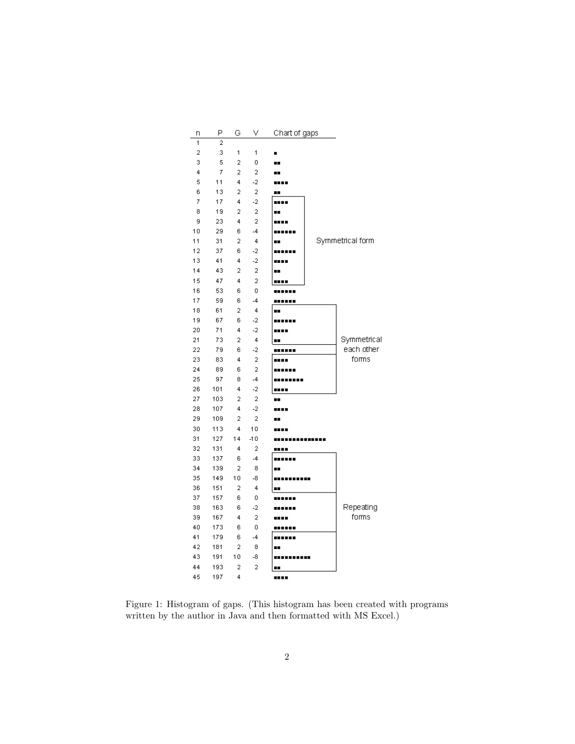| n | P | G | V | Chart of gaps |
|---|---|---|---|---|
| 1 | 2 | | | |
| 2 | 3 | 1 | 1 | ■ |
| 3 | 5 | 2 | 0 | ■■ |
| 4 | 7 | 2 | 2 | ■■ |
| 5 | 11 | 4 | -2 | ■■■■ |
| 6 | 13 | 2 | 2 | ■■ |
| 7 | 17 | 4 | -2 | ■■■■ |
| 8 | 19 | 2 | 2 | ■■ |
| 9 | 23 | 4 | 2 | ■■■■ |
| 10 | 29 | 6 | -4 | ■■■■■■ |
| 11 | 31 | 2 | 4 | ■■ |
| 12 | 37 | 6 | -2 | ■■■■■■ |
| 13 | 41 | 4 | -2 | ■■■■ |
| 14 | 43 | 2 | 2 | ■■ |
| 15 | 47 | 4 | 2 | ■■■■ |
| 16 | 53 | 6 | 0 | ■■■■■■ |
| 17 | 59 | 6 | -4 | ■■■■■■ |
| 18 | 61 | 2 | 4 | ■■ |
| 19 | 67 | 6 | -2 | ■■■■■■ |
| 20 | 71 | 4 | -2 | ■■■■ |
| 21 | 73 | 2 | 4 | ■■ |
| 22 | 79 | 6 | -2 | ■■■■■■ |
| 23 | 83 | 4 | 2 | ■■■■ |
| 24 | 89 | 6 | 2 | ■■■■■■ |
| 25 | 97 | 8 | -4 | ■■■■■■■■ |
| 26 | 101 | 4 | -2 | ■■■■ |
| 27 | 103 | 2 | 2 | ■■ |
| 28 | 107 | 4 | -2 | ■■■■ |
| 29 | 109 | 2 | 2 | ■■ |
| 30 | 113 | 4 | 10 | ■■■■ |
| 31 | 127 | 14 | -10 | ■■■■■■■■■■■■■■ |
| 32 | 131 | 4 | 2 | ■■■■ |
| 33 | 137 | 6 | -4 | ■■■■■■ |
| 34 | 139 | 2 | 8 | ■■ |
| 35 | 149 | 10 | -8 | ■■■■■■■■■■ |
| 36 | 151 | 2 | 4 | ■■ |
| 37 | 157 | 6 | 0 | ■■■■■■ |
| 38 | 163 | 6 | -2 | ■■■■■■ |
| 39 | 167 | 4 | 2 | ■■■■ |
| 40 | 173 | 6 | 0 | ■■■■■■ |
| 41 | 179 | 6 | -4 | ■■■■■■ |
| 42 | 181 | 2 | 8 | ■■ |
| 43 | 191 | 10 | -8 | ■■■■■■■■■■ |
| 44 | 193 | 2 | 2 | ■■ |
| 45 | 197 | 4 | | ■■■■ |

Annotations: rows 7–15: Symmetrical form; rows 18–21 and 23–26 (with row 22 between): Symmetrical each other forms; rows 33–36, 37–40, 41–44: Repeating forms.

Figure 1: Histogram of gaps. (This histogram has been created with programs written by the author in Java and then formatted with MS Excel.)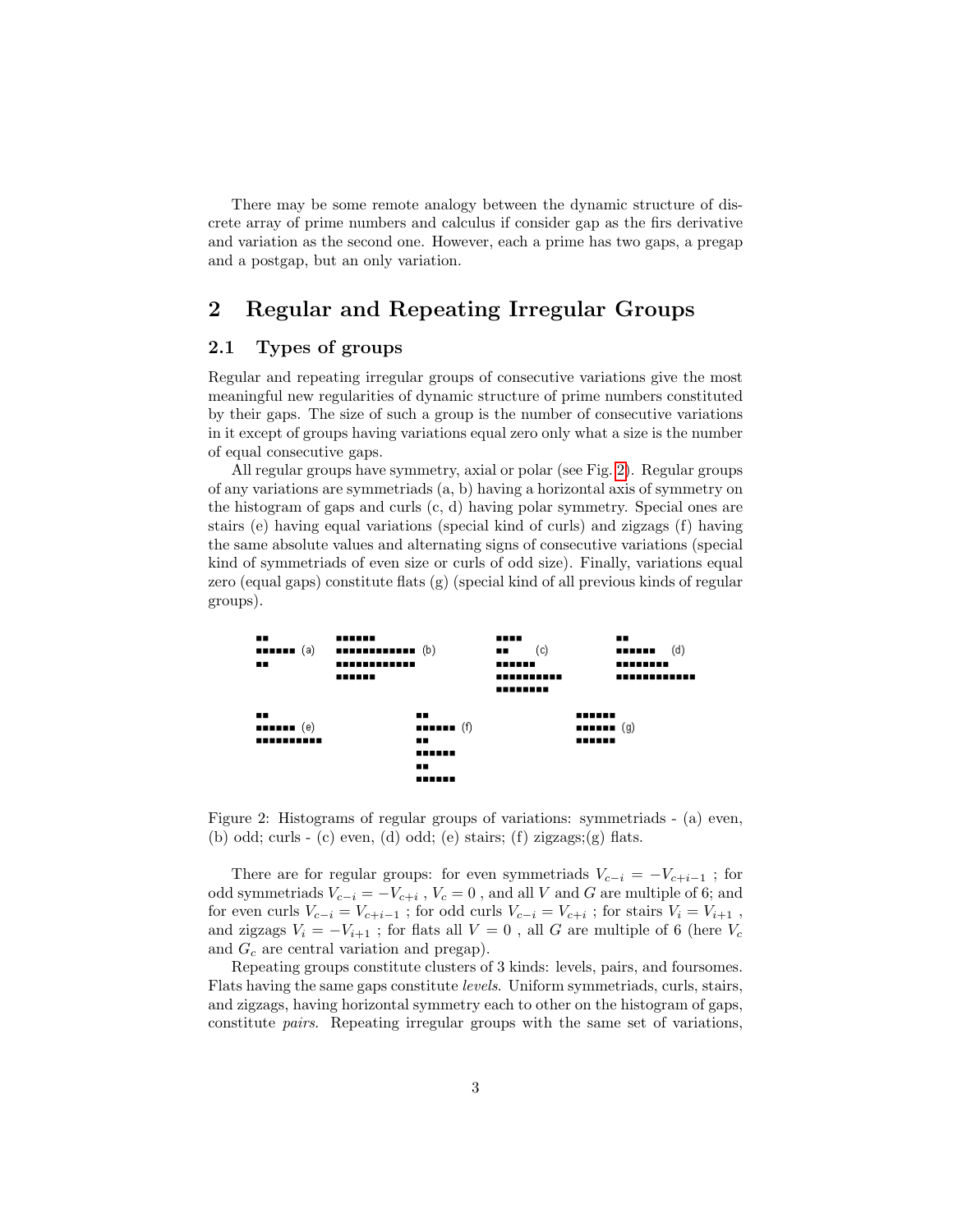There may be some remote analogy between the dynamic structure of discrete array of prime numbers and calculus if consider gap as the firs derivative and variation as the second one. However, each a prime has two gaps, a pregap and a postgap, but an only variation.

## 2 Regular and Repeating Irregular Groups

### 2.1 Types of groups

Regular and repeating irregular groups of consecutive variations give the most meaningful new regularities of dynamic structure of prime numbers constituted by their gaps. The size of such a group is the number of consecutive variations in it except of groups having variations equal zero only what a size is the number of equal consecutive gaps.

All regular groups have symmetry, axial or polar (see Fig. 2). Regular groups of any variations are symmetriads (a, b) having a horizontal axis of symmetry on the histogram of gaps and curls (c, d) having polar symmetry. Special ones are stairs (e) having equal variations (special kind of curls) and zigzags (f) having the same absolute values and alternating signs of consecutive variations (special kind of symmetriads of even size or curls of odd size). Finally, variations equal zero (equal gaps) constitute flats (g) (special kind of all previous kinds of regular groups).

Figure 2: Histograms of regular groups of variations: symmetriads - (a) even, (b) odd; curls - (c) even, (d) odd; (e) stairs; (f) zigzags;(g) flats.

There are for regular groups: for even symmetriads $V_{c-i} = -V_{c+i-1}$ ; for odd symmetriads $V_{c-i} = -V_{c+i}$ , $V_c = 0$ , and all $V$ and $G$ are multiple of 6; and for even curls $V_{c-i} = V_{c+i-1}$ ; for odd curls $V_{c-i} = V_{c+i}$ ; for stairs $V_i = V_{i+1}$ , and zigzags $V_i = -V_{i+1}$ ; for flats all $V = 0$ , all $G$ are multiple of 6 (here $V_c$ and $G_c$ are central variation and pregap).

Repeating groups constitute clusters of 3 kinds: levels, pairs, and foursomes. Flats having the same gaps constitute *levels*. Uniform symmetriads, curls, stairs, and zigzags, having horizontal symmetry each to other on the histogram of gaps, constitute *pairs*. Repeating irregular groups with the same set of variations,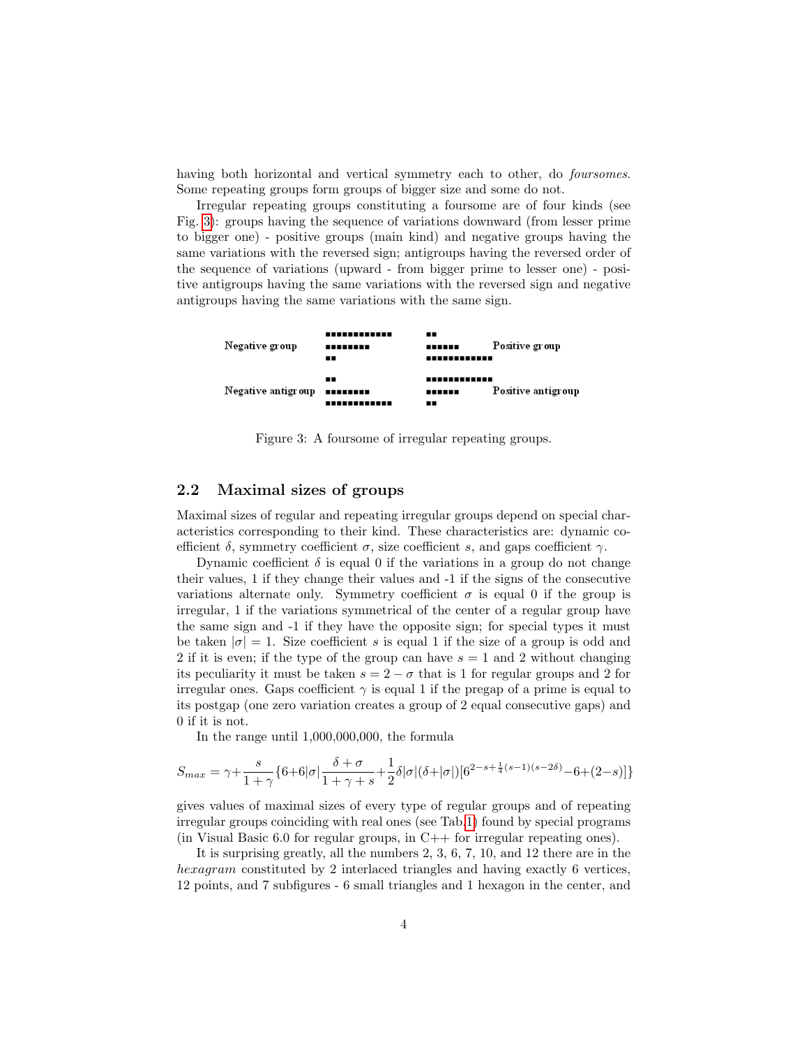having both horizontal and vertical symmetry each to other, do *foursomes*. Some repeating groups form groups of bigger size and some do not.

Irregular repeating groups constituting a foursome are of four kinds (see Fig. 3): groups having the sequence of variations downward (from lesser prime to bigger one) - positive groups (main kind) and negative groups having the same variations with the reversed sign; antigroups having the reversed order of the sequence of variations (upward - from bigger prime to lesser one) - positive antigroups having the same variations with the reversed sign and negative antigroups having the same variations with the same sign.

Negative group — Positive group

Negative antigroup — Positive antigroup

Figure 3: A foursome of irregular repeating groups.

## 2.2 Maximal sizes of groups

Maximal sizes of regular and repeating irregular groups depend on special characteristics corresponding to their kind. These characteristics are: dynamic coefficient $\delta$, symmetry coefficient $\sigma$, size coefficient $s$, and gaps coefficient $\gamma$.

Dynamic coefficient $\delta$ is equal 0 if the variations in a group do not change their values, 1 if they change their values and -1 if the signs of the consecutive variations alternate only. Symmetry coefficient $\sigma$ is equal 0 if the group is irregular, 1 if the variations symmetrical of the center of a regular group have the same sign and -1 if they have the opposite sign; for special types it must be taken $|\sigma| = 1$. Size coefficient $s$ is equal 1 if the size of a group is odd and 2 if it is even; if the type of the group can have $s = 1$ and 2 without changing its peculiarity it must be taken $s = 2 - \sigma$ that is 1 for regular groups and 2 for irregular ones. Gaps coefficient $\gamma$ is equal 1 if the pregap of a prime is equal to its postgap (one zero variation creates a group of 2 equal consecutive gaps) and 0 if it is not.

In the range until 1,000,000,000, the formula

$$S_{max} = \gamma + \frac{s}{1+\gamma}\{6 + 6|\sigma|\frac{\delta+\sigma}{1+\gamma+s} + \frac{1}{2}\delta|\sigma|(\delta+|\sigma|)[6^{2-s+\frac{1}{4}(s-1)(s-2\delta)} - 6 + (2-s)]\}$$

gives values of maximal sizes of every type of regular groups and of repeating irregular groups coinciding with real ones (see Tab.1) found by special programs (in Visual Basic 6.0 for regular groups, in C++ for irregular repeating ones).

It is surprising greatly, all the numbers 2, 3, 6, 7, 10, and 12 there are in the *hexagram* constituted by 2 interlaced triangles and having exactly 6 vertices, 12 points, and 7 subfigures - 6 small triangles and 1 hexagon in the center, and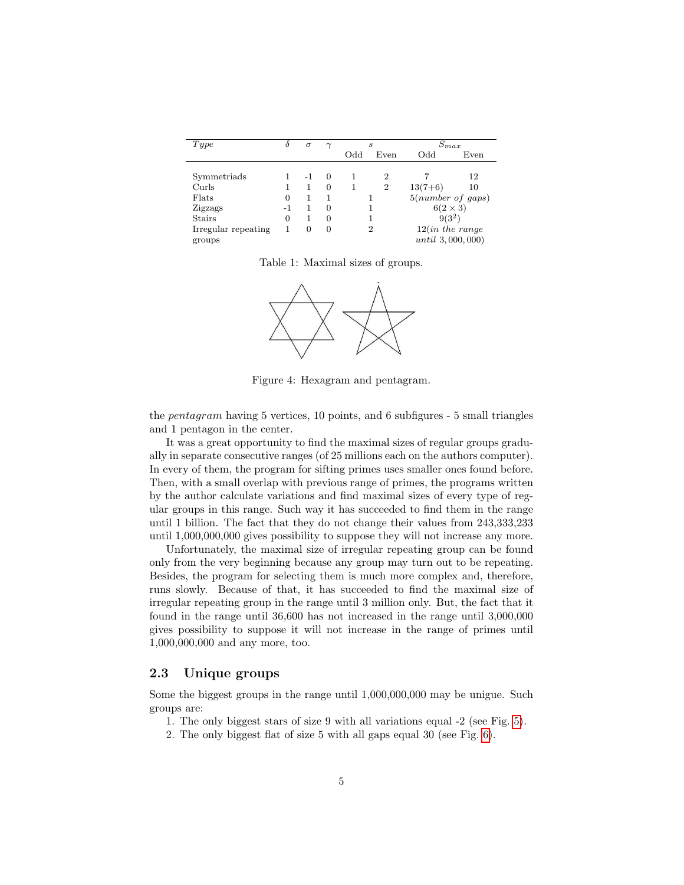| *Type* | $\delta$ | $\sigma$ | $\gamma$ | $s$ | | $S_{max}$ | |
|---|---|---|---|---|---|---|---|
| | | | | Odd | Even | Odd | Even |
| Symmetriads | 1 | -1 | 0 | 1 | 2 | 7 | 12 |
| Curls | 1 | 1 | 0 | 1 | 2 | 13(7+6) | 10 |
| Flats | 0 | 1 | 1 | 1 | | 5(*number of gaps*) | |
| Zigzags | -1 | 1 | 0 | 1 | | $6(2 \times 3)$ | |
| Stairs | 0 | 1 | 0 | 1 | | $9(3^2)$ | |
| Irregular repeating groups | 1 | 0 | 0 | 2 | | 12(*in the range until* 3,000,000) | |

Table 1: Maximal sizes of groups.

Figure 4: Hexagram and pentagram.

the *pentagram* having 5 vertices, 10 points, and 6 subfigures - 5 small triangles and 1 pentagon in the center.

It was a great opportunity to find the maximal sizes of regular groups gradually in separate consecutive ranges (of 25 millions each on the authors computer). In every of them, the program for sifting primes uses smaller ones found before. Then, with a small overlap with previous range of primes, the programs written by the author calculate variations and find maximal sizes of every type of regular groups in this range. Such way it has succeeded to find them in the range until 1 billion. The fact that they do not change their values from 243,333,233 until 1,000,000,000 gives possibility to suppose they will not increase any more.

Unfortunately, the maximal size of irregular repeating group can be found only from the very beginning because any group may turn out to be repeating. Besides, the program for selecting them is much more complex and, therefore, runs slowly. Because of that, it has succeeded to find the maximal size of irregular repeating group in the range until 3 million only. But, the fact that it found in the range until 36,600 has not increased in the range until 3,000,000 gives possibility to suppose it will not increase in the range of primes until 1,000,000,000 and any more, too.

## 2.3 Unique groups

Some the biggest groups in the range until 1,000,000,000 may be unigue. Such groups are:

1. The only biggest stars of size 9 with all variations equal -2 (see Fig. 5).
2. The only biggest flat of size 5 with all gaps equal 30 (see Fig. 6).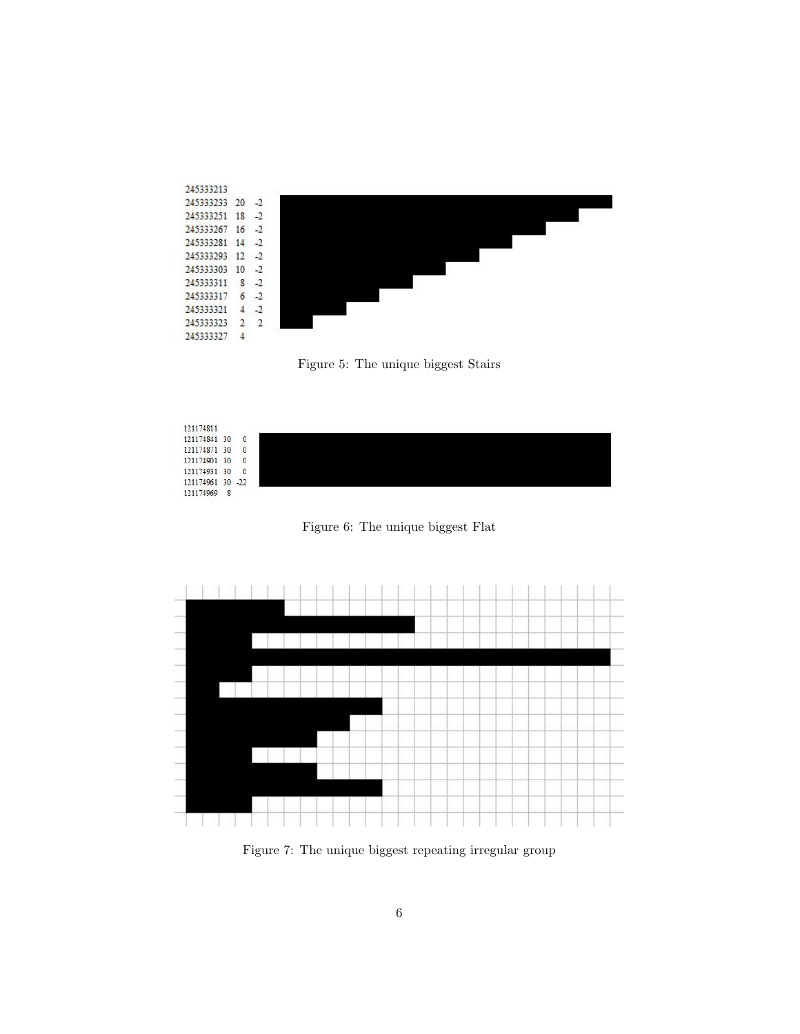| | | |
|---|---|---|
| 245333213 | | |
| 245333233 | 20 | -2 |
| 245333251 | 18 | -2 |
| 245333267 | 16 | -2 |
| 245333281 | 14 | -2 |
| 245333293 | 12 | -2 |
| 245333303 | 10 | -2 |
| 245333311 | 8 | -2 |
| 245333317 | 6 | -2 |
| 245333321 | 4 | -2 |
| 245333323 | 2 | 2 |
| 245333327 | 4 | |

Figure 5: The unique biggest Stairs

| | | |
|---|---|---|
| 121174811 | | |
| 121174841 | 30 | 0 |
| 121174871 | 30 | 0 |
| 121174901 | 30 | 0 |
| 121174931 | 30 | 0 |
| 121174961 | 30 | -22 |
| 121174969 | 8 | |

Figure 6: The unique biggest Flat

Figure 7: The unique biggest repeating irregular group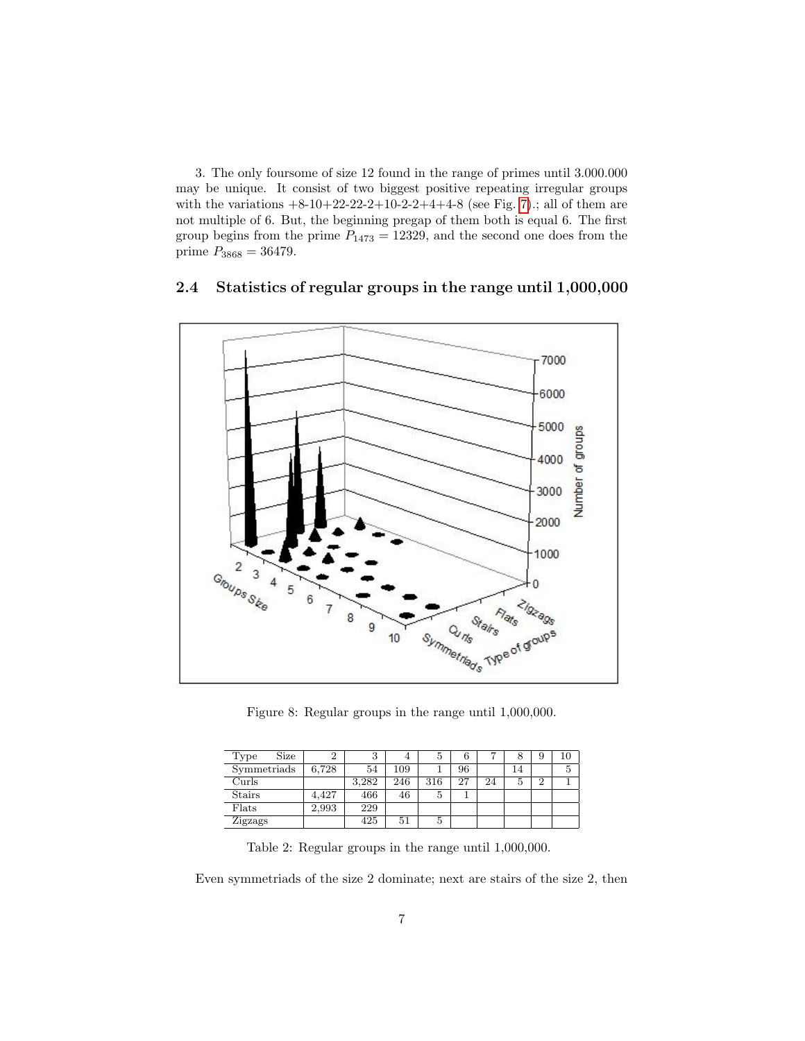3. The only foursome of size 12 found in the range of primes until 3.000.000 may be unique. It consist of two biggest positive repeating irregular groups with the variations +8-10+22-22-2+10-2-2+4+4-8 (see Fig. 7).; all of them are not multiple of 6. But, the beginning pregap of them both is equal 6. The first group begins from the prime $P_{1473} = 12329$, and the second one does from the prime $P_{3868} = 36479$.

## 2.4 Statistics of regular groups in the range until 1,000,000

Figure 8: Regular groups in the range until 1,000,000.

| Type Size | 2 | 3 | 4 | 5 | 6 | 7 | 8 | 9 | 10 |
|---|---|---|---|---|---|---|---|---|---|
| Symmetriads | 6,728 | 54 | 109 | 1 | 96 | | 14 | | 5 |
| Curls | | 3,282 | 246 | 316 | 27 | 24 | 5 | 2 | 1 |
| Stairs | 4,427 | 466 | 46 | 5 | 1 | | | | |
| Flats | 2,993 | 229 | | | | | | | |
| Zigzags | | 425 | 51 | 5 | | | | | |

Table 2: Regular groups in the range until 1,000,000.

Even symmetriads of the size 2 dominate; next are stairs of the size 2, then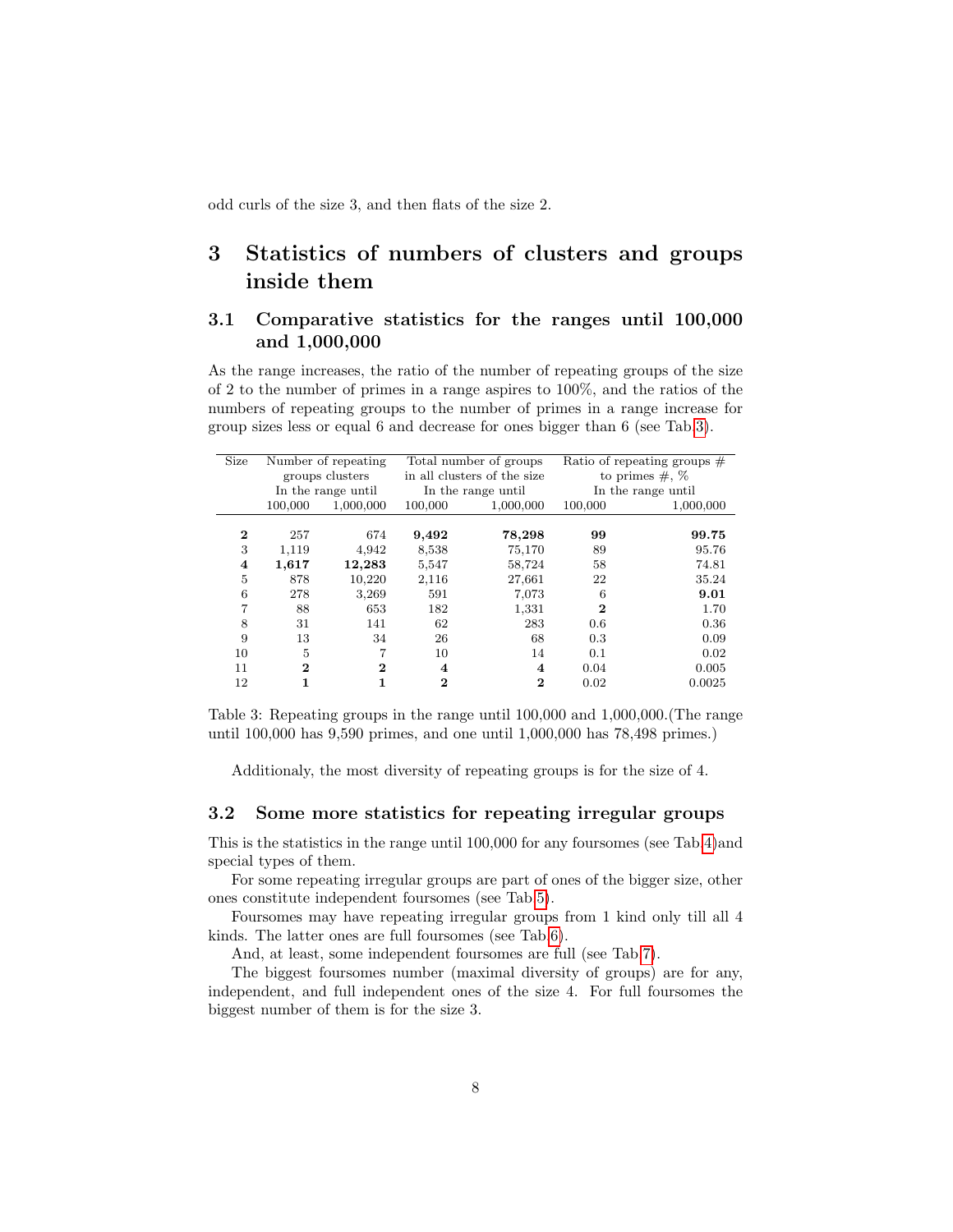odd curls of the size 3, and then flats of the size 2.

# 3 Statistics of numbers of clusters and groups inside them

## 3.1 Comparative statistics for the ranges until 100,000 and 1,000,000

As the range increases, the ratio of the number of repeating groups of the size of 2 to the number of primes in a range aspires to 100%, and the ratios of the numbers of repeating groups to the number of primes in a range increase for group sizes less or equal 6 and decrease for ones bigger than 6 (see Tab.3).

| Size | Number of repeating groups clusters In the range until | | Total number of groups in all clusters of the size In the range until | | Ratio of repeating groups # to primes #, % In the range until | |
|---|---|---|---|---|---|---|
| | 100,000 | 1,000,000 | 100,000 | 1,000,000 | 100,000 | 1,000,000 |
| **2** | 257 | 674 | **9,492** | **78,298** | **99** | **99.75** |
| 3 | 1,119 | 4,942 | 8,538 | 75,170 | 89 | 95.76 |
| **4** | **1,617** | **12,283** | 5,547 | 58,724 | 58 | 74.81 |
| 5 | 878 | 10,220 | 2,116 | 27,661 | 22 | 35.24 |
| 6 | 278 | 3,269 | 591 | 7,073 | 6 | **9.01** |
| 7 | 88 | 653 | 182 | 1,331 | **2** | 1.70 |
| 8 | 31 | 141 | 62 | 283 | 0.6 | 0.36 |
| 9 | 13 | 34 | 26 | 68 | 0.3 | 0.09 |
| 10 | 5 | 7 | 10 | 14 | 0.1 | 0.02 |
| 11 | **2** | **2** | **4** | **4** | 0.04 | 0.005 |
| 12 | **1** | **1** | **2** | **2** | 0.02 | 0.0025 |

Table 3: Repeating groups in the range until 100,000 and 1,000,000.(The range until 100,000 has 9,590 primes, and one until 1,000,000 has 78,498 primes.)

Additionaly, the most diversity of repeating groups is for the size of 4.

## 3.2 Some more statistics for repeating irregular groups

This is the statistics in the range until 100,000 for any foursomes (see Tab.4)and special types of them.

For some repeating irregular groups are part of ones of the bigger size, other ones constitute independent foursomes (see Tab.5).

Foursomes may have repeating irregular groups from 1 kind only till all 4 kinds. The latter ones are full foursomes (see Tab.6).

And, at least, some independent foursomes are full (see Tab.7).

The biggest foursomes number (maximal diversity of groups) are for any, independent, and full independent ones of the size 4. For full foursomes the biggest number of them is for the size 3.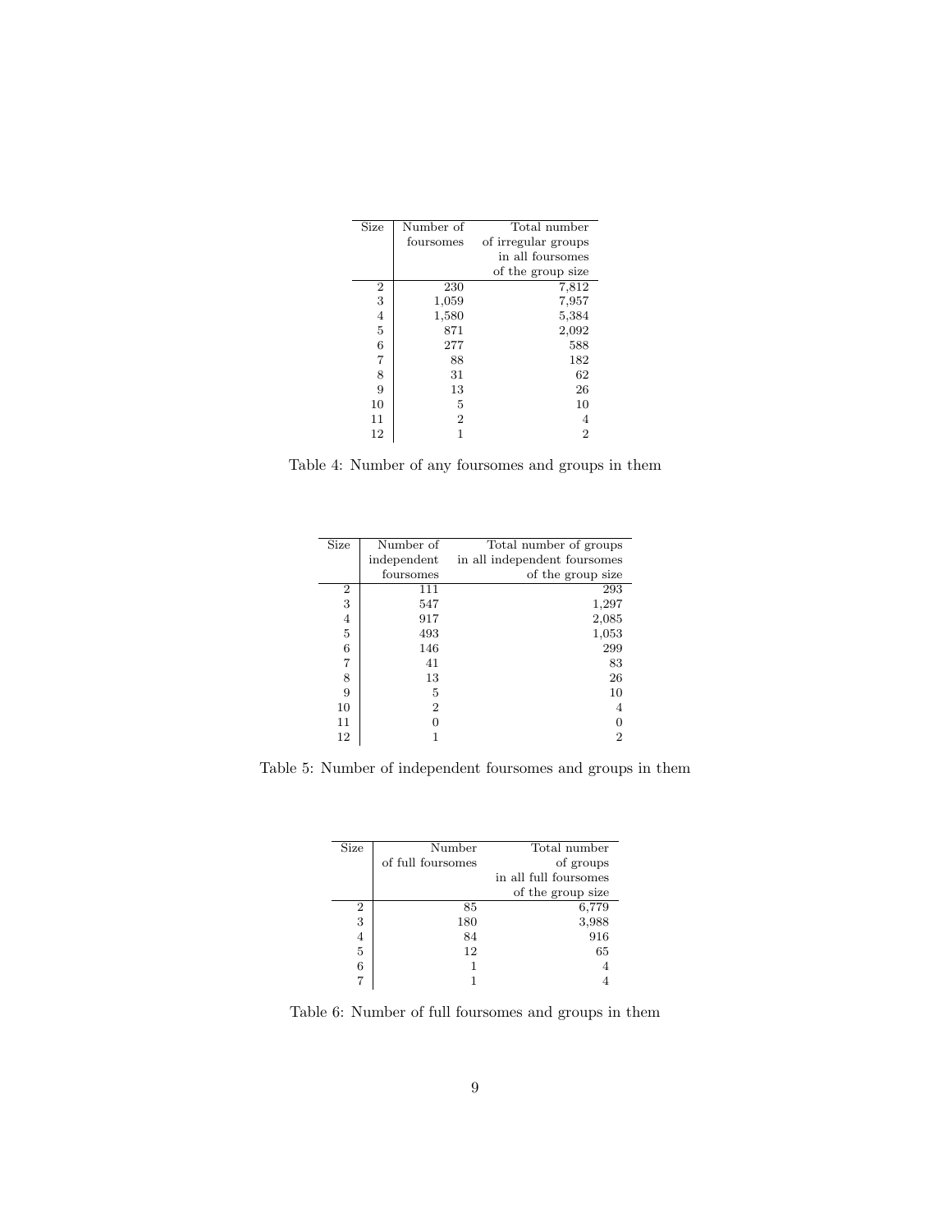| Size | Number of foursomes | Total number of irregular groups in all foursomes of the group size |
|---|---|---|
| 2 | 230 | 7,812 |
| 3 | 1,059 | 7,957 |
| 4 | 1,580 | 5,384 |
| 5 | 871 | 2,092 |
| 6 | 277 | 588 |
| 7 | 88 | 182 |
| 8 | 31 | 62 |
| 9 | 13 | 26 |
| 10 | 5 | 10 |
| 11 | 2 | 4 |
| 12 | 1 | 2 |

Table 4: Number of any foursomes and groups in them

| Size | Number of independent foursomes | Total number of groups in all independent foursomes of the group size |
|---|---|---|
| 2 | 111 | 293 |
| 3 | 547 | 1,297 |
| 4 | 917 | 2,085 |
| 5 | 493 | 1,053 |
| 6 | 146 | 299 |
| 7 | 41 | 83 |
| 8 | 13 | 26 |
| 9 | 5 | 10 |
| 10 | 2 | 4 |
| 11 | 0 | 0 |
| 12 | 1 | 2 |

Table 5: Number of independent foursomes and groups in them

| Size | Number of full foursomes | Total number of groups in all full foursomes of the group size |
|---|---|---|
| 2 | 85 | 6,779 |
| 3 | 180 | 3,988 |
| 4 | 84 | 916 |
| 5 | 12 | 65 |
| 6 | 1 | 4 |
| 7 | 1 | 4 |

Table 6: Number of full foursomes and groups in them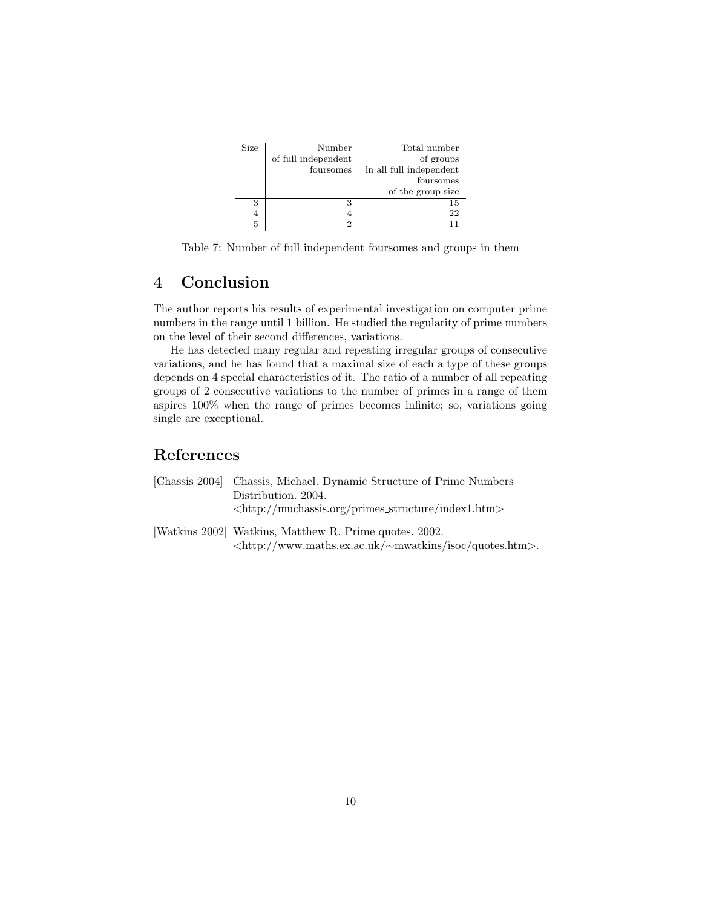| Size | Number of full independent foursomes | Total number of groups in all full independent foursomes of the group size |
|---|---|---|
| 3 | 3 | 15 |
| 4 | 4 | 22 |
| 5 | 2 | 11 |

Table 7: Number of full independent foursomes and groups in them

## 4 Conclusion

The author reports his results of experimental investigation on computer prime numbers in the range until 1 billion. He studied the regularity of prime numbers on the level of their second differences, variations.

He has detected many regular and repeating irregular groups of consecutive variations, and he has found that a maximal size of each a type of these groups depends on 4 special characteristics of it. The ratio of a number of all repeating groups of 2 consecutive variations to the number of primes in a range of them aspires 100% when the range of primes becomes infinite; so, variations going single are exceptional.

## References

[Chassis 2004] Chassis, Michael. Dynamic Structure of Prime Numbers Distribution. 2004. <http://muchassis.org/primes_structure/index1.htm>

[Watkins 2002] Watkins, Matthew R. Prime quotes. 2002. <http://www.maths.ex.ac.uk/~mwatkins/isoc/quotes.htm>.